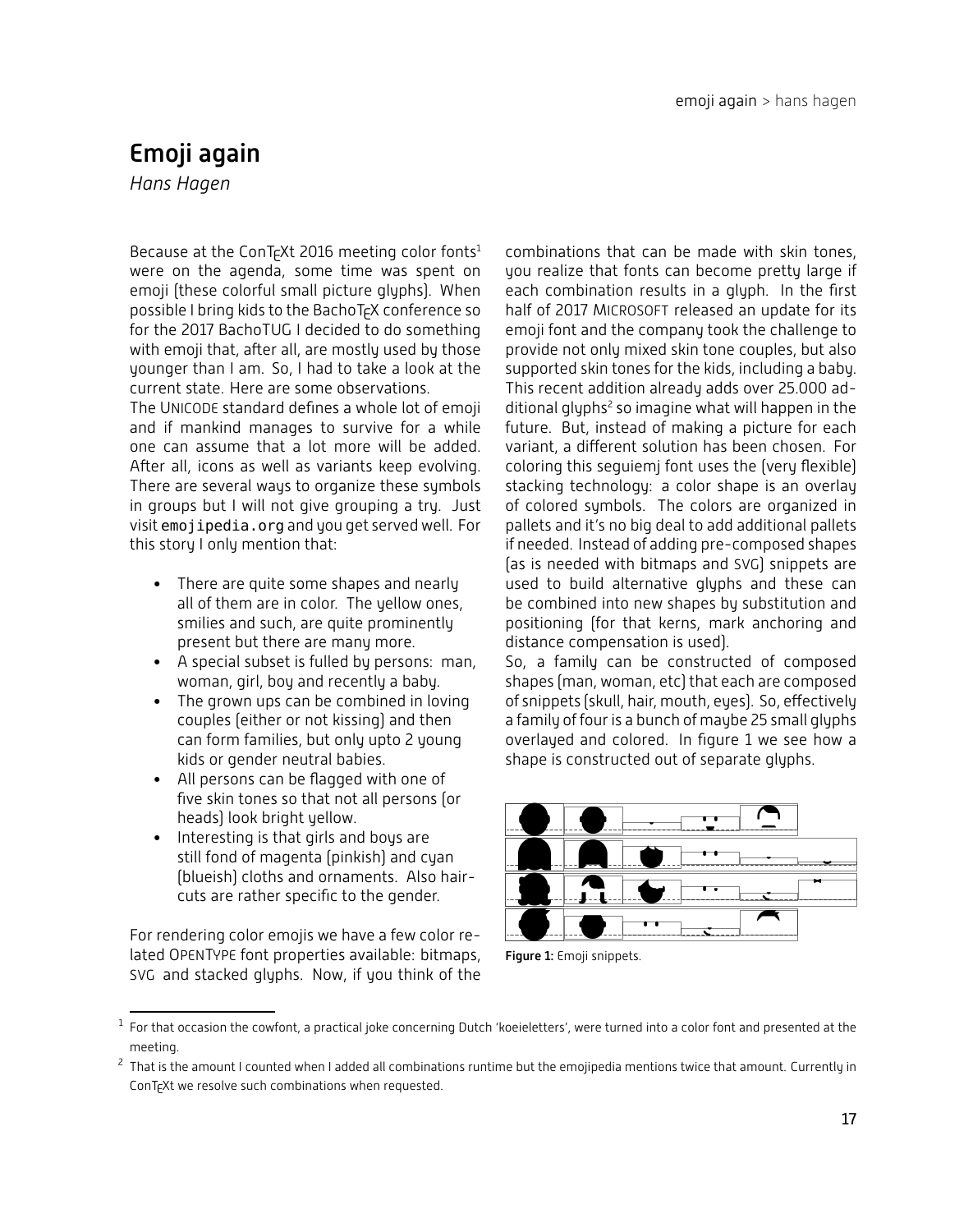# Emoji again

*Hans Hagen*

Because at the ConTEXt 2016 meeting color fonts[1] were on the agenda, some time was spent on emoji (these colorful small picture glyphs). When possible I bring kids to the BachoTEX conference so for the 2017 BachoTUG I decided to do something with emoji that, after all, are mostly used by those younger than I am. So, I had to take a look at the current state. Here are some observations.

The UNICODE standard defines a whole lot of emoji and if mankind manages to survive for a while one can assume that a lot more will be added. After all, icons as well as variants keep evolving. There are several ways to organize these symbols in groups but I will not give grouping a try. Just visit `emojipedia.org` and you get served well. For this story I only mention that:

- There are quite some shapes and nearly all of them are in color. The yellow ones, smilies and such, are quite prominently present but there are many more.
- A special subset is fulled by persons: man, woman, girl, boy and recently a baby.
- The grown ups can be combined in loving couples (either or not kissing) and then can form families, but only upto 2 young kids or gender neutral babies.
- All persons can be flagged with one of five skin tones so that not all persons (or heads) look bright yellow.
- Interesting is that girls and boys are still fond of magenta (pinkish) and cyan (blueish) cloths and ornaments. Also haircuts are rather specific to the gender.

For rendering color emojis we have a few color related OPENTYPE font properties available: bitmaps, SVG and stacked glyphs. Now, if you think of the combinations that can be made with skin tones, you realize that fonts can become pretty large if each combination results in a glyph. In the first half of 2017 MICROSOFT released an update for its emoji font and the company took the challenge to provide not only mixed skin tone couples, but also supported skin tones for the kids, including a baby. This recent addition already adds over 25.000 additional glyphs[2] so imagine what will happen in the future. But, instead of making a picture for each variant, a different solution has been chosen. For coloring this seguiemj font uses the (very flexible) stacking technology: a color shape is an overlay of colored symbols. The colors are organized in pallets and it's no big deal to add additional pallets if needed. Instead of adding pre-composed shapes (as is needed with bitmaps and SVG) snippets are used to build alternative glyphs and these can be combined into new shapes by substitution and positioning (for that kerns, mark anchoring and distance compensation is used).

So, a family can be constructed of composed shapes (man, woman, etc) that each are composed of snippets (skull, hair, mouth, eyes). So, effectively a family of four is a bunch of maybe 25 small glyphs overlayed and colored. In figure 1 we see how a shape is constructed out of separate glyphs.

**Figure 1:** Emoji snippets.

---

[1] For that occasion the cowfont, a practical joke concerning Dutch 'koeieletters', were turned into a color font and presented at the meeting.

[2] That is the amount I counted when I added all combinations runtime but the emojipedia mentions twice that amount. Currently in ConTEXt we resolve such combinations when requested.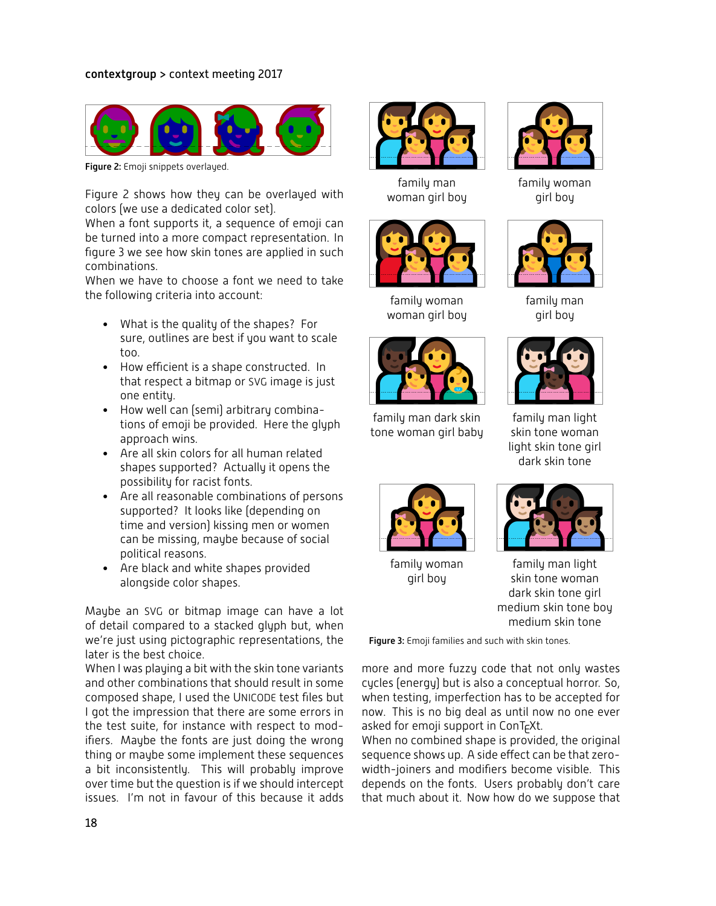Figure 2: Emoji snippets overlayed.

Figure 2 shows how they can be overlayed with colors (we use a dedicated color set).

When a font supports it, a sequence of emoji can be turned into a more compact representation. In figure 3 we see how skin tones are applied in such combinations.

When we have to choose a font we need to take the following criteria into account:

- What is the quality of the shapes? For sure, outlines are best if you want to scale too.
- How efficient is a shape constructed. In that respect a bitmap or SVG image is just one entity.
- How well can (semi) arbitrary combinations of emoji be provided. Here the glyph approach wins.
- Are all skin colors for all human related shapes supported? Actually it opens the possibility for racist fonts.
- Are all reasonable combinations of persons supported? It looks like (depending on time and version) kissing men or women can be missing, maybe because of social political reasons.
- Are black and white shapes provided alongside color shapes.

Maybe an SVG or bitmap image can have a lot of detail compared to a stacked glyph but, when we're just using pictographic representations, the later is the best choice.

When I was playing a bit with the skin tone variants and other combinations that should result in some composed shape, I used the UNICODE test files but I got the impression that there are some errors in the test suite, for instance with respect to modifiers. Maybe the fonts are just doing the wrong thing or maybe some implement these sequences a bit inconsistently. This will probably improve over time but the question is if we should intercept issues. I'm not in favour of this because it adds more and more fuzzy code that not only wastes cycles (energy) but is also a conceptual horror. So, when testing, imperfection has to be accepted for now. This is no big deal as until now no one ever asked for emoji support in ConTEXt.

When no combined shape is provided, the original sequence shows up. A side effect can be that zero-width-joiners and modifiers become visible. This depends on the fonts. Users probably don't care that much about it. Now how do we suppose that

family man woman girl boy

family woman girl boy

family woman woman girl boy

family man girl boy

family man dark skin tone woman girl baby

family man light skin tone woman light skin tone girl dark skin tone

family woman girl boy

family man light skin tone woman dark skin tone girl medium skin tone boy medium skin tone

Figure 3: Emoji families and such with skin tones.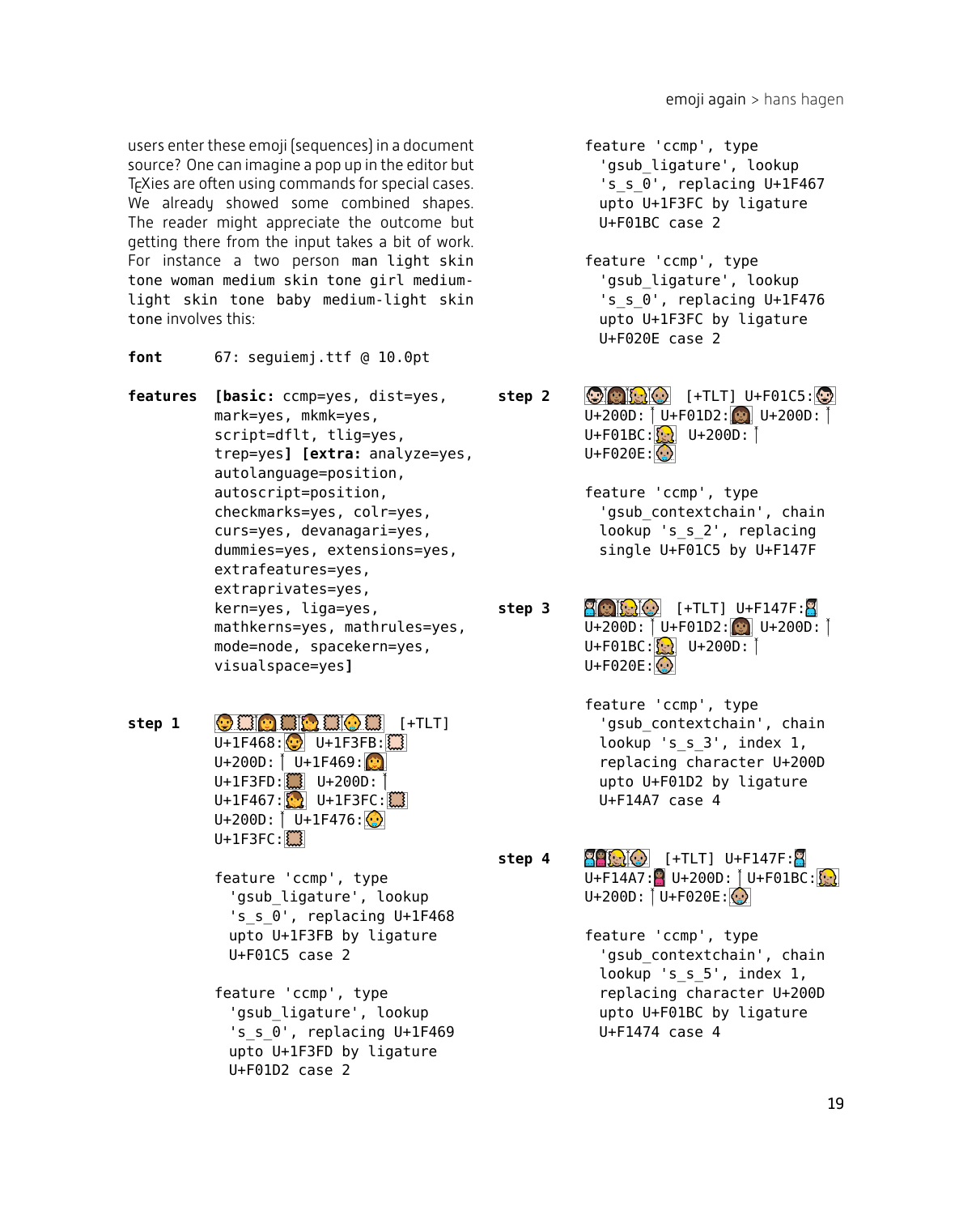users enter these emoji (sequences) in a document source? One can imagine a pop up in the editor but TEXies are often using commands for special cases. We already showed some combined shapes. The reader might appreciate the outcome but getting there from the input takes a bit of work. For instance a two person `man light skin tone woman medium skin tone girl medium-light skin tone baby medium-light skin tone` involves this:

**font** `67: seguiemj.ttf @ 10.0pt`

**features** `[basic: ccmp=yes, dist=yes, mark=yes, mkmk=yes, script=dflt, tlig=yes, trep=yes] [extra: analyze=yes, autolanguage=position, autoscript=position, checkmarks=yes, colr=yes, curs=yes, devanagari=yes, dummies=yes, extensions=yes, extrafeatures=yes, extraprivates=yes, kern=yes, liga=yes, mathkerns=yes, mathrules=yes, mode=node, spacekern=yes, visualspace=yes]`

**step 1** `[+TLT] U+1F468: U+1F3FB: U+200D: U+1F469: U+1F3FD: U+200D: U+1F467: U+1F3FC: U+200D: U+1F476: U+1F3FC:`

```
feature 'ccmp', type
  'gsub_ligature', lookup
  's_s_0', replacing U+1F468
  upto U+1F3FB by ligature
  U+F01C5 case 2

feature 'ccmp', type
  'gsub_ligature', lookup
  's_s_0', replacing U+1F469
  upto U+1F3FD by ligature
  U+F01D2 case 2

feature 'ccmp', type
  'gsub_ligature', lookup
  's_s_0', replacing U+1F467
  upto U+1F3FC by ligature
  U+F01BC case 2

feature 'ccmp', type
  'gsub_ligature', lookup
  's_s_0', replacing U+1F476
  upto U+1F3FC by ligature
  U+F020E case 2
```

**step 2** `[+TLT] U+F01C5: U+200D: U+F01D2: U+200D: U+F01BC: U+200D: U+F020E:`

```
feature 'ccmp', type
  'gsub_contextchain', chain
  lookup 's_s_2', replacing
  single U+F01C5 by U+F147F
```

**step 3** `[+TLT] U+F147F: U+200D: U+F01D2: U+200D: U+F01BC: U+200D: U+F020E:`

```
feature 'ccmp', type
  'gsub_contextchain', chain
  lookup 's_s_3', index 1,
  replacing character U+200D
  upto U+F01D2 by ligature
  U+F14A7 case 4
```

**step 4** `[+TLT] U+F147F: U+F14A7: U+200D: U+F01BC: U+200D: U+F020E:`

```
feature 'ccmp', type
  'gsub_contextchain', chain
  lookup 's_s_5', index 1,
  replacing character U+200D
  upto U+F01BC by ligature
  U+F1474 case 4
```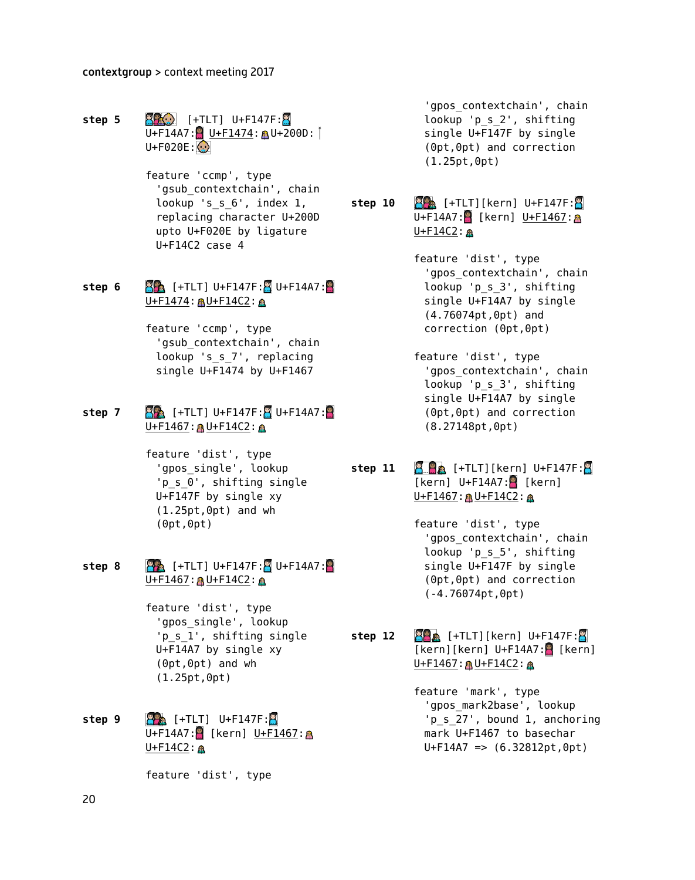**step 5** [+TLT] U+F147F: U+F14A7: U+F1474: U+200D: U+F020E:

feature 'ccmp', type 'gsub_contextchain', chain lookup 's_s_6', index 1, replacing character U+200D upto U+F020E by ligature U+F14C2 case 4

**step 6** [+TLT] U+F147F: U+F14A7: U+F1474: U+F14C2:

feature 'ccmp', type 'gsub_contextchain', chain lookup 's_s_7', replacing single U+F1474 by U+F1467

**step 7** [+TLT] U+F147F: U+F14A7: U+F1467: U+F14C2:

feature 'dist', type 'gpos_single', lookup 'p_s_0', shifting single U+F147F by single xy (1.25pt,0pt) and wh (0pt,0pt)

**step 8** [+TLT] U+F147F: U+F14A7: U+F1467: U+F14C2:

feature 'dist', type 'gpos_single', lookup 'p_s_1', shifting single U+F14A7 by single xy (0pt,0pt) and wh (1.25pt,0pt)

**step 9** [+TLT] U+F147F: U+F14A7: [kern] U+F1467: U+F14C2:

feature 'dist', type 'gpos_contextchain', chain lookup 'p_s_2', shifting single U+F147F by single (0pt,0pt) and correction (1.25pt,0pt)

**step 10** [+TLT][kern] U+F147F: U+F14A7: [kern] U+F1467: U+F14C2:

feature 'dist', type 'gpos_contextchain', chain lookup 'p_s_3', shifting single U+F14A7 by single (4.76074pt,0pt) and correction (0pt,0pt)

feature 'dist', type 'gpos_contextchain', chain lookup 'p_s_3', shifting single U+F14A7 by single (0pt,0pt) and correction (8.27148pt,0pt)

**step 11** [+TLT][kern] U+F147F: [kern] U+F14A7: [kern] U+F1467: U+F14C2:

feature 'dist', type 'gpos_contextchain', chain lookup 'p_s_5', shifting single U+F147F by single (0pt,0pt) and correction (-4.76074pt,0pt)

**step 12** [+TLT][kern] U+F147F: [kern][kern] U+F14A7: [kern] U+F1467: U+F14C2:

feature 'mark', type 'gpos_mark2base', lookup 'p_s_27', bound 1, anchoring mark U+F1467 to basechar U+F14A7 => (6.32812pt,0pt)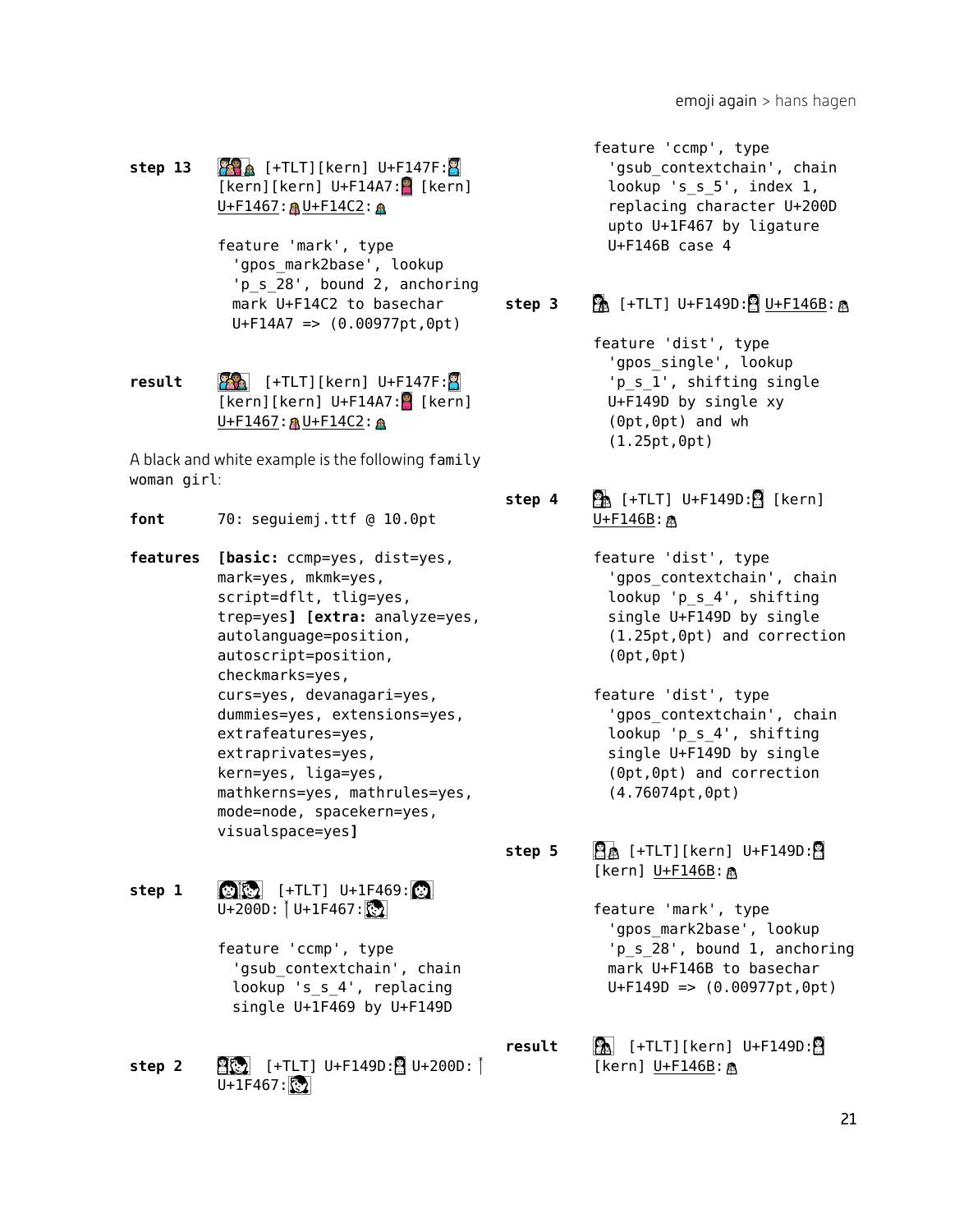**step 13** [+TLT][kern] U+F147F: [kern][kern] U+F14A7: [kern] U+F1467: U+F14C2:

feature 'mark', type 'gpos_mark2base', lookup 'p_s_28', bound 2, anchoring mark U+F14C2 to basechar U+F14A7 => (0.00977pt,0pt)

**result** [+TLT][kern] U+F147F: [kern][kern] U+F14A7: [kern] U+F1467: U+F14C2:

A black and white example is the following `family woman girl`:

**font** 70: seguiemj.ttf @ 10.0pt

**features** **[basic:** ccmp=yes, dist=yes, mark=yes, mkmk=yes, script=dflt, tlig=yes, trep=yes**]** **[extra:** analyze=yes, autolanguage=position, autoscript=position, checkmarks=yes, curs=yes, devanagari=yes, dummies=yes, extensions=yes, extrafeatures=yes, extraprivates=yes, kern=yes, liga=yes, mathkerns=yes, mathrules=yes, mode=node, spacekern=yes, visualspace=yes**]**

**step 1** [+TLT] U+1F469: U+200D: U+1F467:

feature 'ccmp', type 'gsub_contextchain', chain lookup 's_s_4', replacing single U+1F469 by U+F149D

**step 2** [+TLT] U+F149D: U+200D: U+1F467:

feature 'ccmp', type 'gsub_contextchain', chain lookup 's_s_5', index 1, replacing character U+200D upto U+1F467 by ligature U+F146B case 4

**step 3** [+TLT] U+F149D: U+F146B:

feature 'dist', type 'gpos_single', lookup 'p_s_1', shifting single U+F149D by single xy (0pt,0pt) and wh (1.25pt,0pt)

**step 4** [+TLT] U+F149D: [kern] U+F146B:

feature 'dist', type 'gpos_contextchain', chain lookup 'p_s_4', shifting single U+F149D by single (1.25pt,0pt) and correction (0pt,0pt)

feature 'dist', type 'gpos_contextchain', chain lookup 'p_s_4', shifting single U+F149D by single (0pt,0pt) and correction (4.76074pt,0pt)

**step 5** [+TLT][kern] U+F149D: [kern] U+F146B:

feature 'mark', type 'gpos_mark2base', lookup 'p_s_28', bound 1, anchoring mark U+F146B to basechar U+F149D => (0.00977pt,0pt)

**result** [+TLT][kern] U+F149D: [kern] U+F146B: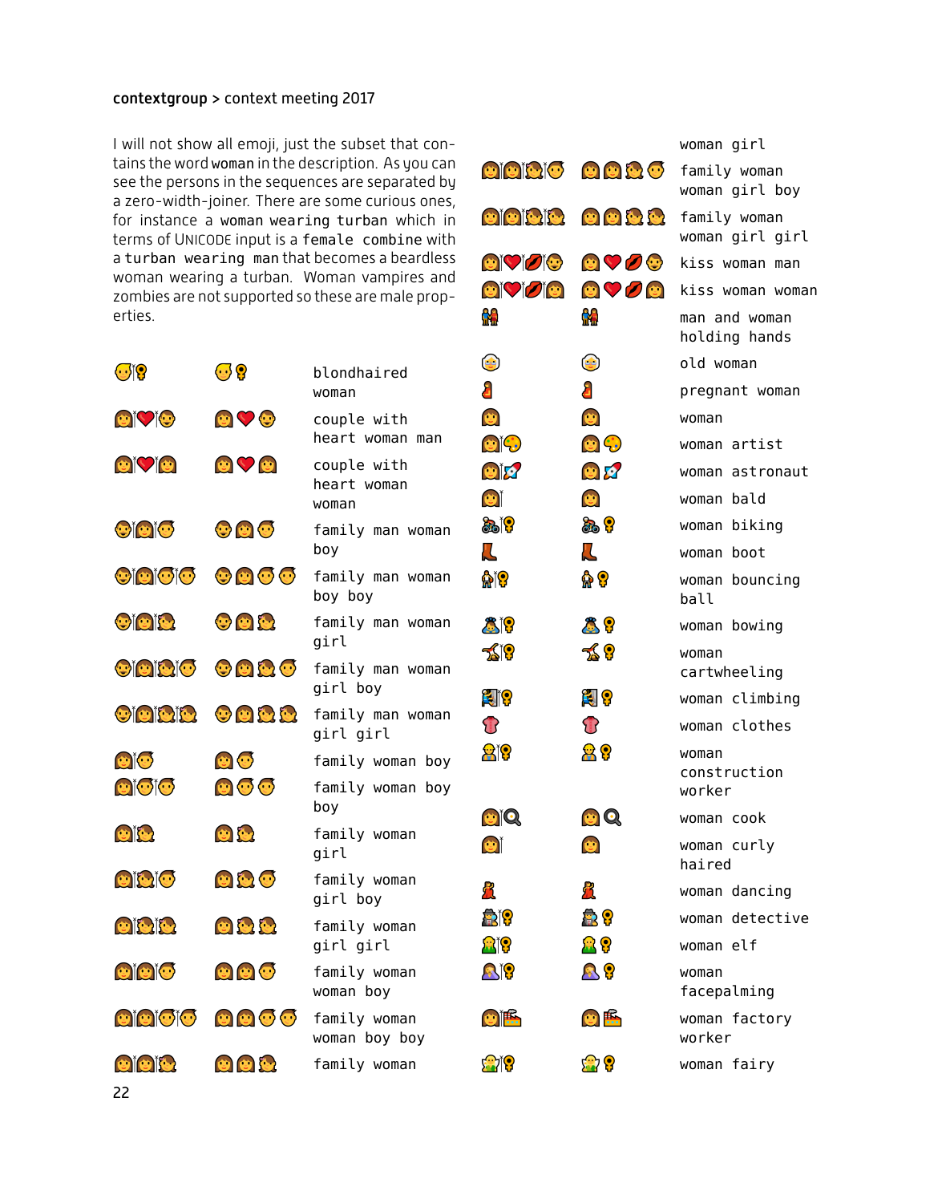**contextgroup** > context meeting 2017

I will not show all emoji, just the subset that contains the word `woman` in the description. As you can see the persons in the sequences are separated by a zero-width-joiner. There are some curious ones, for instance a `woman wearing turban` which in terms of UNICODE input is a `female combine` with a `turban wearing man` that becomes a beardless woman wearing a turban. Woman vampires and zombies are not supported so these are male properties.

| | | |
|---|---|---|
| 👱‍♀️ | 👱♀ | blondhaired woman |
| 👩‍❤️‍👨 | 👩❤👨 | couple with heart woman man |
| 👩‍❤️‍👩 | 👩❤👩 | couple with heart woman woman |
| 👨‍👩‍👦 | 👨👩👦 | family man woman boy |
| 👨‍👩‍👦‍👦 | 👨👩👦👦 | family man woman boy boy |
| 👨‍👩‍👧 | 👨👩👧 | family man woman girl |
| 👨‍👩‍👧‍👦 | 👨👩👧👦 | family man woman girl boy |
| 👨‍👩‍👧‍👧 | 👨👩👧👧 | family man woman girl girl |
| 👩‍👦 | 👩👦 | family woman boy |
| 👩‍👦‍👦 | 👩👦👦 | family woman boy boy |
| 👩‍👧 | 👩👧 | family woman girl |
| 👩‍👧‍👦 | 👩👧👦 | family woman girl boy |
| 👩‍👧‍👧 | 👩👧👧 | family woman girl girl |
| 👩‍👩‍👦 | 👩👩👦 | family woman woman boy |
| 👩‍👩‍👦‍👦 | 👩👩👦👦 | family woman woman boy boy |
| 👩‍👩‍👧 | 👩👩👧 | family woman woman girl |
| 👩‍👩‍👧‍👦 | 👩👩👧👦 | family woman woman girl boy |
| 👩‍👩‍👧‍👧 | 👩👩👧👧 | family woman woman girl girl |
| 👩‍❤️‍💋‍👨 | 👩❤💋👨 | kiss woman man |
| 👩‍❤️‍💋‍👩 | 👩❤💋👩 | kiss woman woman |
| 👫 | 👫 | man and woman holding hands |
| 👵 | 👵 | old woman |
| 🤰 | 🤰 | pregnant woman |
| 👩 | 👩 | woman |
| 👩‍🎨 | 👩🎨 | woman artist |
| 👩‍🚀 | 👩🚀 | woman astronaut |
| 👩‍🦲 | 👩 | woman bald |
| 🚴‍♀️ | 🚴♀ | woman biking |
| 👢 | 👢 | woman boot |
| ⛹️‍♀️ | ⛹♀ | woman bouncing ball |
| 🙇‍♀️ | 🙇♀ | woman bowing |
| 🤸‍♀️ | 🤸♀ | woman cartwheeling |
| 🧗‍♀️ | 🧗♀ | woman climbing |
| 👚 | 👚 | woman clothes |
| 👷‍♀️ | 👷♀ | woman construction worker |
| 👩‍🍳 | 👩🍳 | woman cook |
| 👩‍🦱 | 👩 | woman curly haired |
| 💃 | 💃 | woman dancing |
| 🕵️‍♀️ | 🕵♀ | woman detective |
| 🧝‍♀️ | 🧝♀ | woman elf |
| 🤦‍♀️ | 🤦♀ | woman facepalming |
| 👩‍🏭 | 👩🏭 | woman factory worker |
| 🧚‍♀️ | 🧚♀ | woman fairy |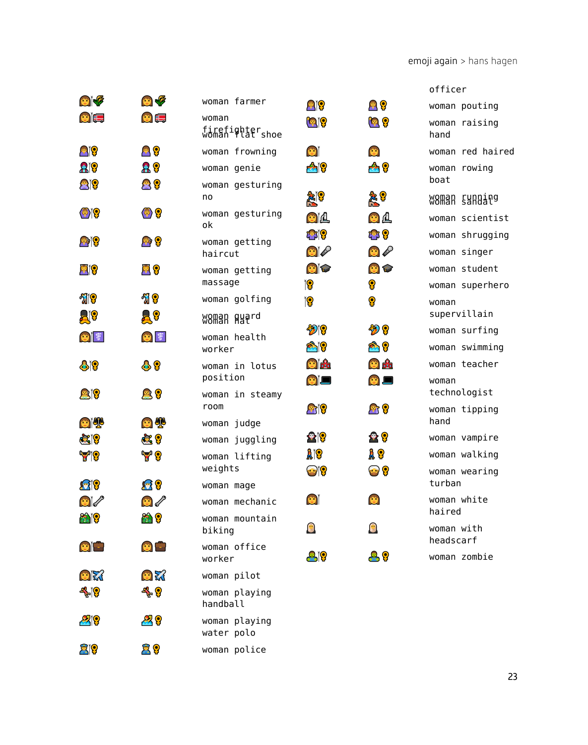officer

woman farmer

woman firefighter

woman flat shoe

woman frowning

woman genie

woman gesturing no

woman gesturing ok

woman getting haircut

woman getting massage

woman golfing

woman guard

woman hat

woman health worker

woman in lotus position

woman in steamy room

woman judge

woman juggling

woman lifting weights

woman mage

woman mechanic

woman mountain biking

woman office worker

woman pilot

woman playing handball

woman playing water polo

woman police

woman pouting

woman raising hand

woman red haired

woman rowing boat

woman running

woman sandal

woman scientist

woman shrugging

woman singer

woman student

woman superhero

woman supervillain

woman surfing

woman swimming

woman teacher

woman technologist

woman tipping hand

woman vampire

woman walking

woman wearing turban

woman white haired

woman with headscarf

woman zombie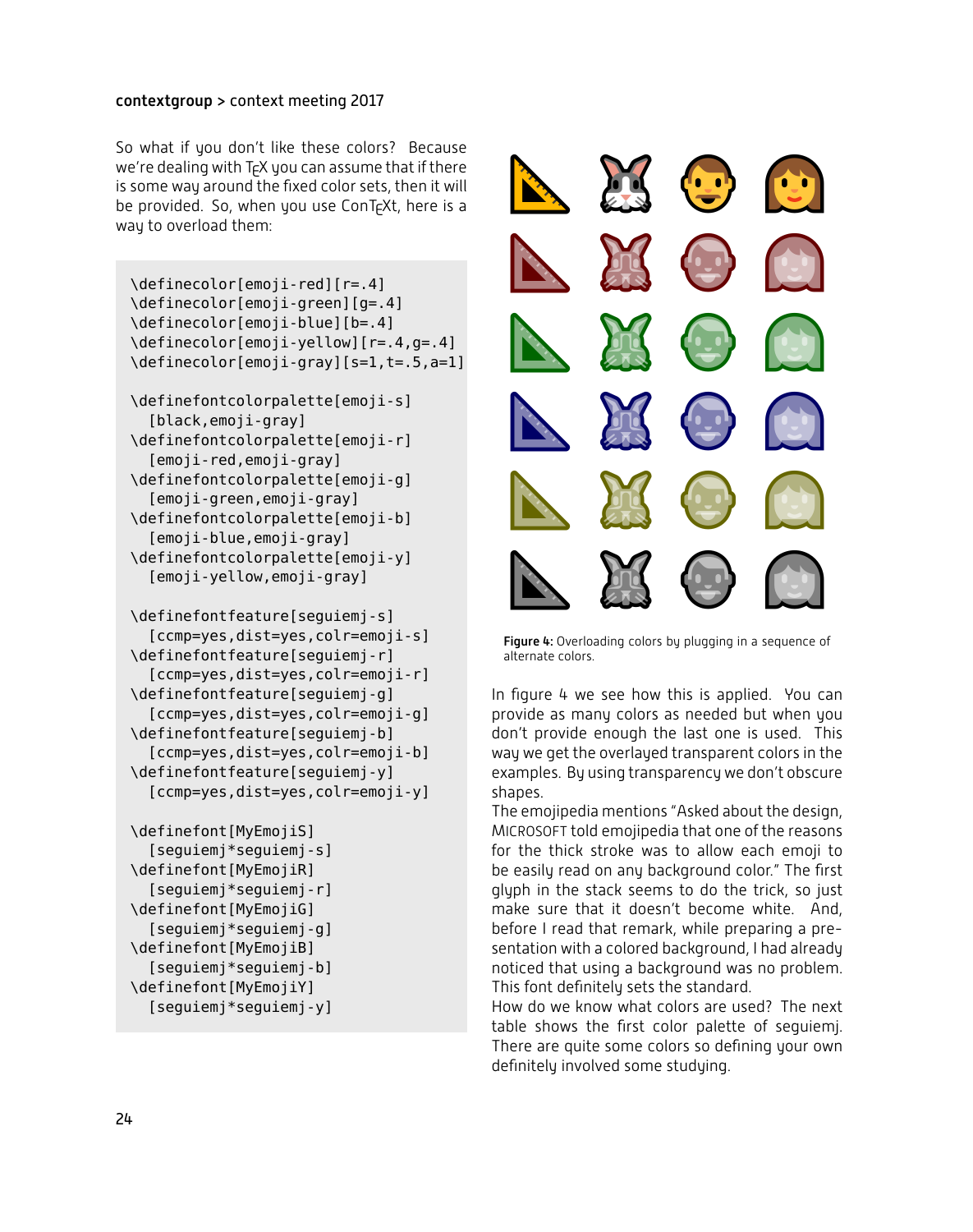So what if you don't like these colors? Because we're dealing with TEX you can assume that if there is some way around the fixed color sets, then it will be provided. So, when you use ConTEXt, here is a way to overload them:

```
\definecolor[emoji-red][r=.4]
\definecolor[emoji-green][g=.4]
\definecolor[emoji-blue][b=.4]
\definecolor[emoji-yellow][r=.4,g=.4]
\definecolor[emoji-gray][s=1,t=.5,a=1]

\definefontcolorpalette[emoji-s]
  [black,emoji-gray]
\definefontcolorpalette[emoji-r]
  [emoji-red,emoji-gray]
\definefontcolorpalette[emoji-g]
  [emoji-green,emoji-gray]
\definefontcolorpalette[emoji-b]
  [emoji-blue,emoji-gray]
\definefontcolorpalette[emoji-y]
  [emoji-yellow,emoji-gray]

\definefontfeature[seguiemj-s]
  [ccmp=yes,dist=yes,colr=emoji-s]
\definefontfeature[seguiemj-r]
  [ccmp=yes,dist=yes,colr=emoji-r]
\definefontfeature[seguiemj-g]
  [ccmp=yes,dist=yes,colr=emoji-g]
\definefontfeature[seguiemj-b]
  [ccmp=yes,dist=yes,colr=emoji-b]
\definefontfeature[seguiemj-y]
  [ccmp=yes,dist=yes,colr=emoji-y]

\definefont[MyEmojiS]
  [seguiemj*seguiemj-s]
\definefont[MyEmojiR]
  [seguiemj*seguiemj-r]
\definefont[MyEmojiG]
  [seguiemj*seguiemj-g]
\definefont[MyEmojiB]
  [seguiemj*seguiemj-b]
\definefont[MyEmojiY]
  [seguiemj*seguiemj-y]
```

**Figure 4:** Overloading colors by plugging in a sequence of alternate colors.

In figure 4 we see how this is applied. You can provide as many colors as needed but when you don't provide enough the last one is used. This way we get the overlayed transparent colors in the examples. By using transparency we don't obscure shapes.

The emojipedia mentions "Asked about the design, MICROSOFT told emojipedia that one of the reasons for the thick stroke was to allow each emoji to be easily read on any background color." The first glyph in the stack seems to do the trick, so just make sure that it doesn't become white. And, before I read that remark, while preparing a presentation with a colored background, I had already noticed that using a background was no problem. This font definitely sets the standard.

How do we know what colors are used? The next table shows the first color palette of seguiemj. There are quite some colors so defining your own definitely involved some studying.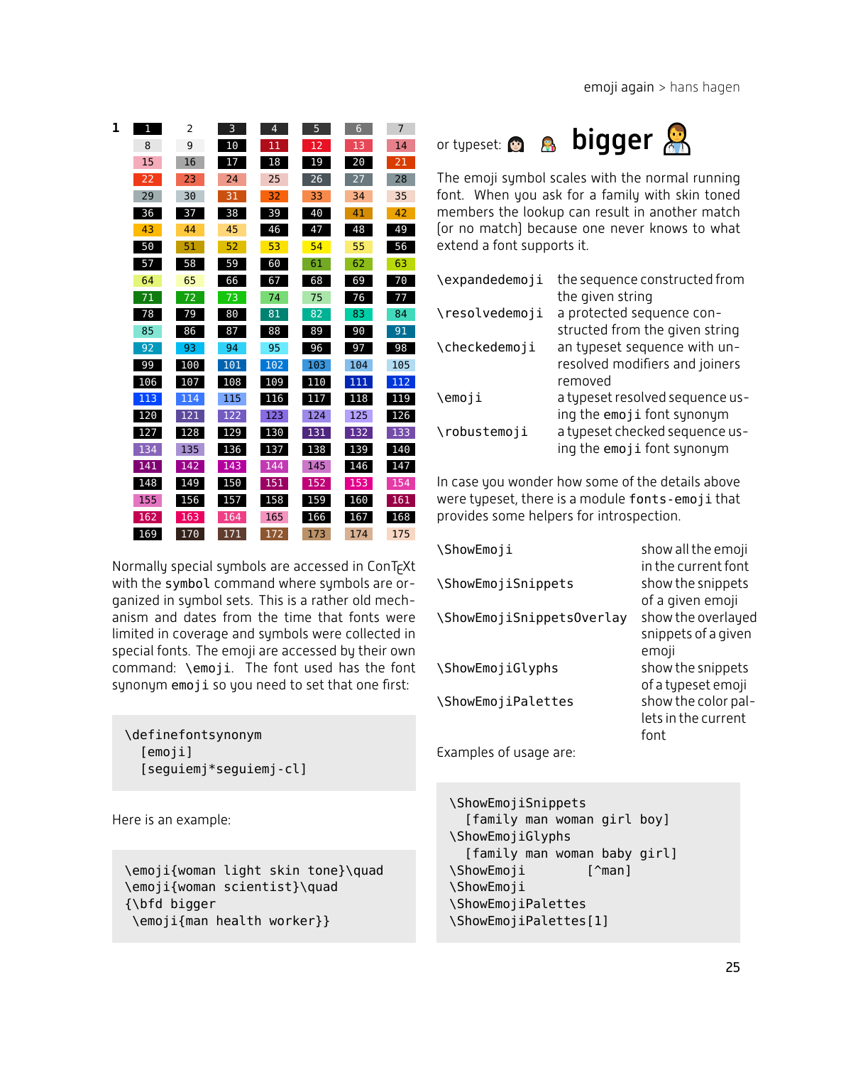1

| 1 | 2 | 3 | 4 | 5 | 6 | 7 |
|---|---|---|---|---|---|---|
| 8 | 9 | 10 | 11 | 12 | 13 | 14 |
| 15 | 16 | 17 | 18 | 19 | 20 | 21 |
| 22 | 23 | 24 | 25 | 26 | 27 | 28 |
| 29 | 30 | 31 | 32 | 33 | 34 | 35 |
| 36 | 37 | 38 | 39 | 40 | 41 | 42 |
| 43 | 44 | 45 | 46 | 47 | 48 | 49 |
| 50 | 51 | 52 | 53 | 54 | 55 | 56 |
| 57 | 58 | 59 | 60 | 61 | 62 | 63 |
| 64 | 65 | 66 | 67 | 68 | 69 | 70 |
| 71 | 72 | 73 | 74 | 75 | 76 | 77 |
| 78 | 79 | 80 | 81 | 82 | 83 | 84 |
| 85 | 86 | 87 | 88 | 89 | 90 | 91 |
| 92 | 93 | 94 | 95 | 96 | 97 | 98 |
| 99 | 100 | 101 | 102 | 103 | 104 | 105 |
| 106 | 107 | 108 | 109 | 110 | 111 | 112 |
| 113 | 114 | 115 | 116 | 117 | 118 | 119 |
| 120 | 121 | 122 | 123 | 124 | 125 | 126 |
| 127 | 128 | 129 | 130 | 131 | 132 | 133 |
| 134 | 135 | 136 | 137 | 138 | 139 | 140 |
| 141 | 142 | 143 | 144 | 145 | 146 | 147 |
| 148 | 149 | 150 | 151 | 152 | 153 | 154 |
| 155 | 156 | 157 | 158 | 159 | 160 | 161 |
| 162 | 163 | 164 | 165 | 166 | 167 | 168 |
| 169 | 170 | 171 | 172 | 173 | 174 | 175 |

Normally special symbols are accessed in ConTEXt with the `symbol` command where symbols are organized in symbol sets. This is a rather old mechanism and dates from the time that fonts were limited in coverage and symbols were collected in special fonts. The emoji are accessed by their own command: `\emoji`. The font used has the font synonym `emoji` so you need to set that one first:

```
\definefontsynonym
  [emoji]
  [seguiemj*seguiemj-cl]
```

Here is an example:

```
\emoji{woman light skin tone}\quad
\emoji{woman scientist}\quad
{\bfd bigger
 \emoji{man health worker}}
```

or typeset: 👩🏻 👩‍🔬 **bigger** 👨‍⚕️

The emoji symbol scales with the normal running font. When you ask for a family with skin toned members the lookup can result in another match (or no match) because one never knows to what extend a font supports it.

| | |
|---|---|
| `\expandedemoji` | the sequence constructed from the given string |
| `\resolvedemoji` | a protected sequence constructed from the given string |
| `\checkedemoji` | an typeset sequence with unresolved modifiers and joiners removed |
| `\emoji` | a typeset resolved sequence using the `emoji` font synonym |
| `\robustemoji` | a typeset checked sequence using the `emoji` font synonym |

In case you wonder how some of the details above were typeset, there is a module `fonts-emoji` that provides some helpers for introspection.

| | |
|---|---|
| `\ShowEmoji` | show all the emoji in the current font |
| `\ShowEmojiSnippets` | show the snippets of a given emoji |
| `\ShowEmojiSnippetsOverlay` | show the overlayed snippets of a given emoji |
| `\ShowEmojiGlyphs` | show the snippets of a typeset emoji |
| `\ShowEmojiPalettes` | show the color pallets in the current font |

Examples of usage are:

```
\ShowEmojiSnippets
  [family man woman girl boy]
\ShowEmojiGlyphs
  [family man woman baby girl]
\ShowEmoji        [^man]
\ShowEmoji
\ShowEmojiPalettes
\ShowEmojiPalettes[1]
```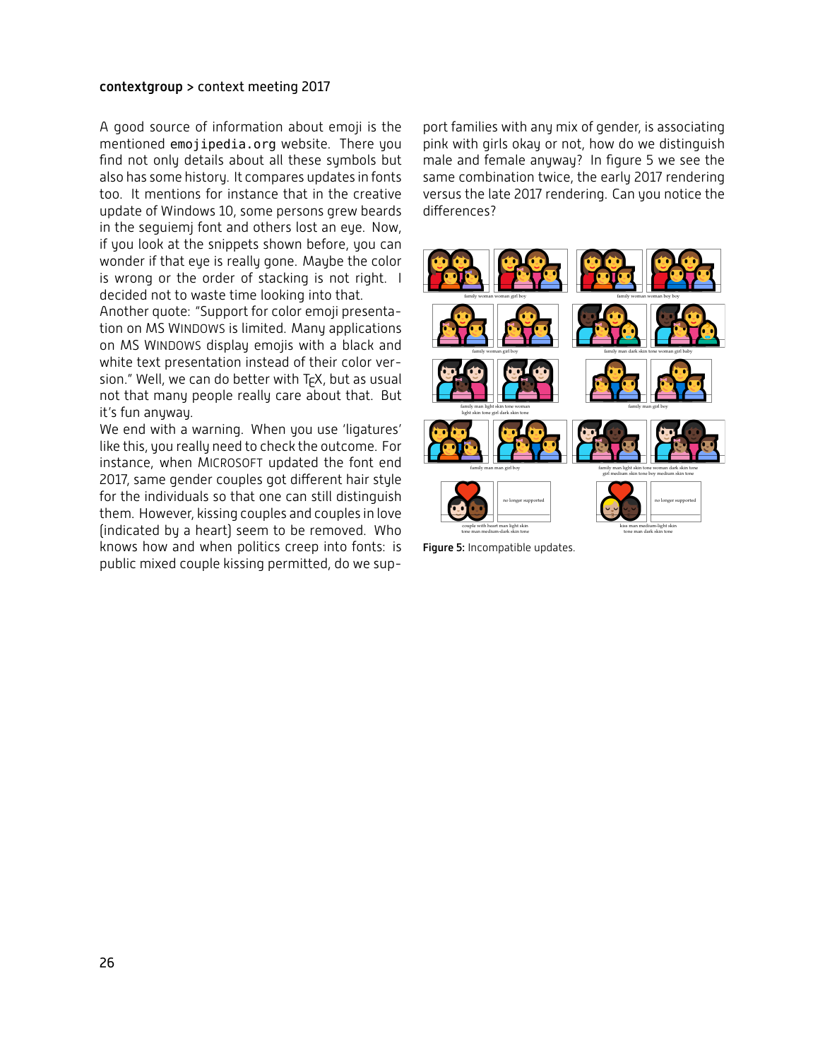A good source of information about emoji is the mentioned `emojipedia.org` website. There you find not only details about all these symbols but also has some history. It compares updates in fonts too. It mentions for instance that in the creative update of Windows 10, some persons grew beards in the seguiemj font and others lost an eye. Now, if you look at the snippets shown before, you can wonder if that eye is really gone. Maybe the color is wrong or the order of stacking is not right. I decided not to waste time looking into that.

Another quote: "Support for color emoji presentation on MS WINDOWS is limited. Many applications on MS WINDOWS display emojis with a black and white text presentation instead of their color version." Well, we can do better with TEX, but as usual not that many people really care about that. But it's fun anyway.

We end with a warning. When you use 'ligatures' like this, you really need to check the outcome. For instance, when MICROSOFT updated the font end 2017, same gender couples got different hair style for the individuals so that one can still distinguish them. However, kissing couples and couples in love (indicated by a heart) seem to be removed. Who knows how and when politics creep into fonts: is public mixed couple kissing permitted, do we support families with any mix of gender, is associating pink with girls okay or not, how do we distinguish male and female anyway? In figure 5 we see the same combination twice, the early 2017 rendering versus the late 2017 rendering. Can you notice the differences?

family woman woman girl boy

family woman woman boy boy

family woman girl boy

family man dark skin tone woman girl baby

family man light skin tone woman light skin tone girl dark skin tone

family man girl boy

family man man girl boy

family man light skin tone woman dark skin tone girl medium skin tone boy medium skin tone

no longer supported

couple with heart man light skin tone man medium-dark skin tone

no longer supported

kiss man medium-light skin tone man dark skin tone

**Figure 5:** Incompatible updates.